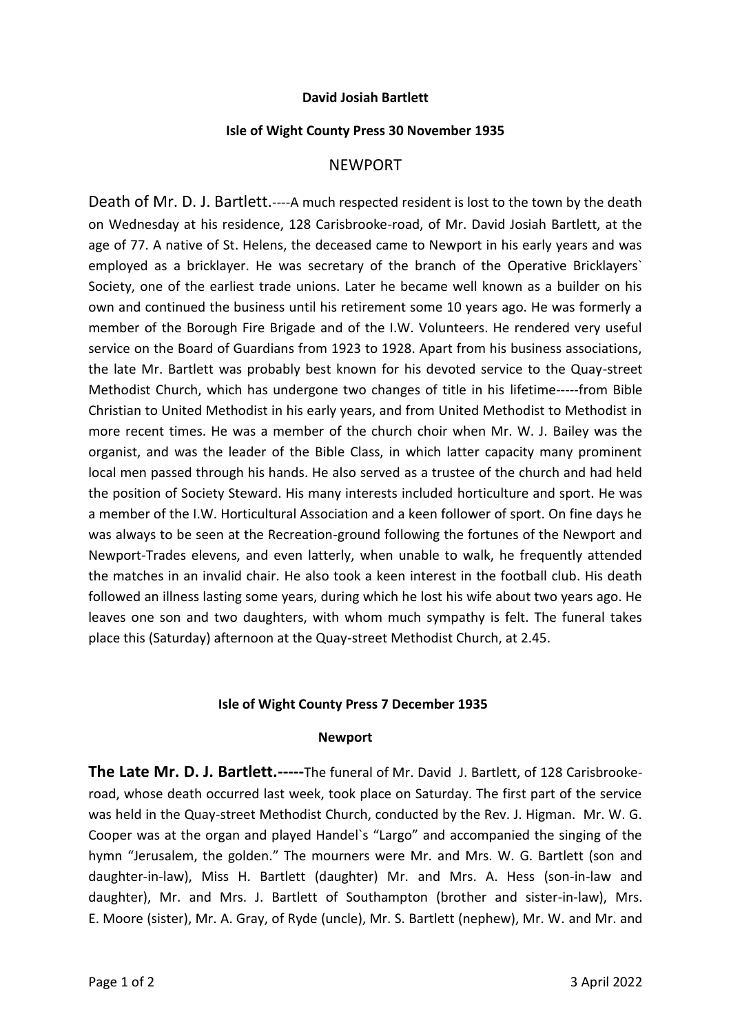**David Josiah Bartlett**

**Isle of Wight County Press 30 November 1935**

NEWPORT

Death of Mr. D. J. Bartlett.----A much respected resident is lost to the town by the death on Wednesday at his residence, 128 Carisbrooke-road, of Mr. David Josiah Bartlett, at the age of 77. A native of St. Helens, the deceased came to Newport in his early years and was employed as a bricklayer. He was secretary of the branch of the Operative Bricklayers` Society, one of the earliest trade unions. Later he became well known as a builder on his own and continued the business until his retirement some 10 years ago. He was formerly a member of the Borough Fire Brigade and of the I.W. Volunteers. He rendered very useful service on the Board of Guardians from 1923 to 1928. Apart from his business associations, the late Mr. Bartlett was probably best known for his devoted service to the Quay-street Methodist Church, which has undergone two changes of title in his lifetime-----from Bible Christian to United Methodist in his early years, and from United Methodist to Methodist in more recent times. He was a member of the church choir when Mr. W. J. Bailey was the organist, and was the leader of the Bible Class, in which latter capacity many prominent local men passed through his hands. He also served as a trustee of the church and had held the position of Society Steward. His many interests included horticulture and sport. He was a member of the I.W. Horticultural Association and a keen follower of sport. On fine days he was always to be seen at the Recreation-ground following the fortunes of the Newport and Newport-Trades elevens, and even latterly, when unable to walk, he frequently attended the matches in an invalid chair. He also took a keen interest in the football club. His death followed an illness lasting some years, during which he lost his wife about two years ago. He leaves one son and two daughters, with whom much sympathy is felt. The funeral takes place this (Saturday) afternoon at the Quay-street Methodist Church, at 2.45.

**Isle of Wight County Press 7 December 1935**

**Newport**

**The Late Mr. D. J. Bartlett.-----**The funeral of Mr. David J. Bartlett, of 128 Carisbrooke-road, whose death occurred last week, took place on Saturday. The first part of the service was held in the Quay-street Methodist Church, conducted by the Rev. J. Higman. Mr. W. G. Cooper was at the organ and played Handel`s "Largo" and accompanied the singing of the hymn "Jerusalem, the golden." The mourners were Mr. and Mrs. W. G. Bartlett (son and daughter-in-law), Miss H. Bartlett (daughter) Mr. and Mrs. A. Hess (son-in-law and daughter), Mr. and Mrs. J. Bartlett of Southampton (brother and sister-in-law), Mrs. E. Moore (sister), Mr. A. Gray, of Ryde (uncle), Mr. S. Bartlett (nephew), Mr. W. and Mr. and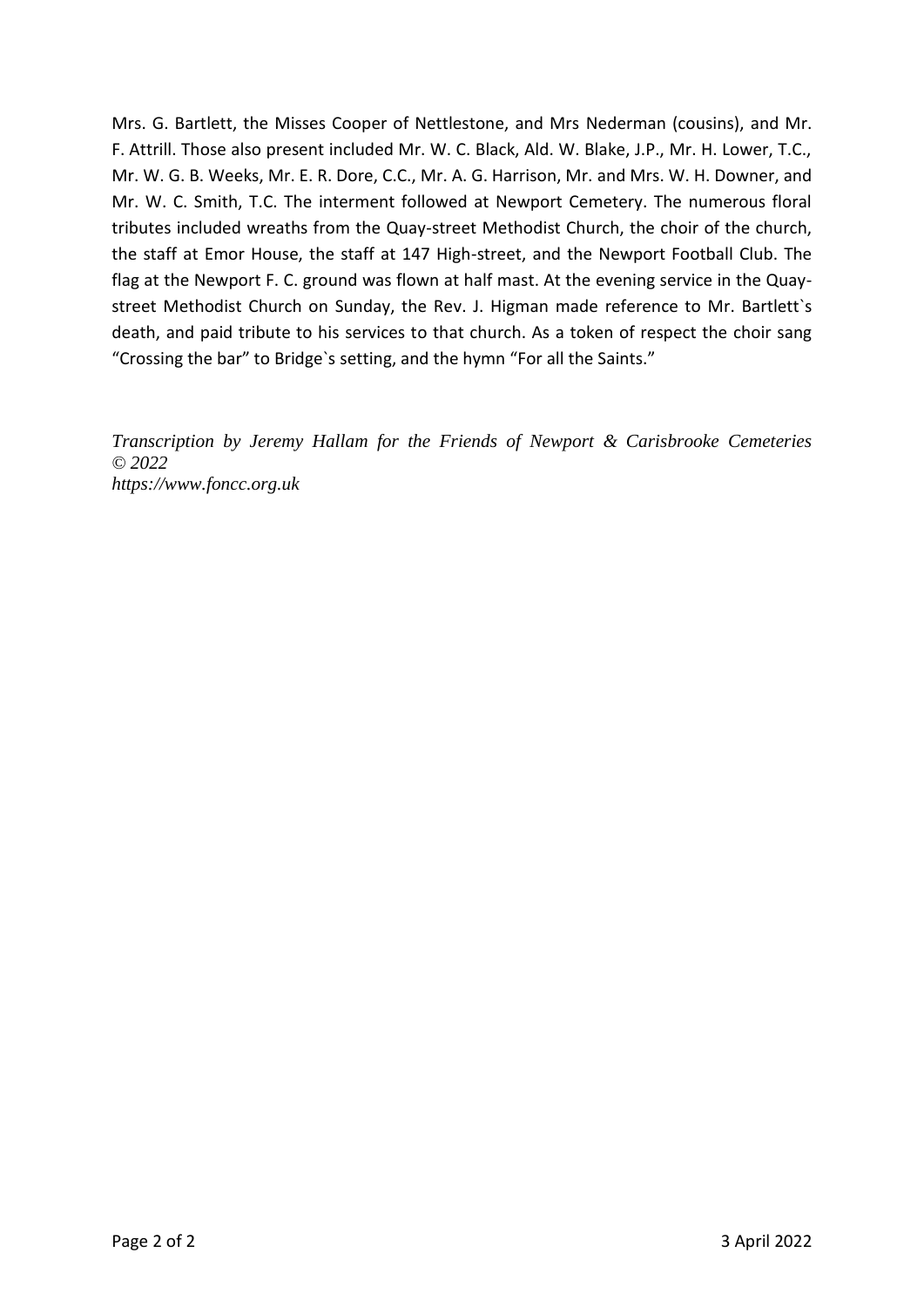Mrs. G. Bartlett, the Misses Cooper of Nettlestone, and Mrs Nederman (cousins), and Mr. F. Attrill. Those also present included Mr. W. C. Black, Ald. W. Blake, J.P., Mr. H. Lower, T.C., Mr. W. G. B. Weeks, Mr. E. R. Dore, C.C., Mr. A. G. Harrison, Mr. and Mrs. W. H. Downer, and Mr. W. C. Smith, T.C. The interment followed at Newport Cemetery. The numerous floral tributes included wreaths from the Quay-street Methodist Church, the choir of the church, the staff at Emor House, the staff at 147 High-street, and the Newport Football Club. The flag at the Newport F. C. ground was flown at half mast. At the evening service in the Quay-street Methodist Church on Sunday, the Rev. J. Higman made reference to Mr. Bartlett`s death, and paid tribute to his services to that church. As a token of respect the choir sang "Crossing the bar" to Bridge`s setting, and the hymn "For all the Saints."

*Transcription by Jeremy Hallam for the Friends of Newport & Carisbrooke Cemeteries © 2022*
*https://www.foncc.org.uk*

3 April 2022